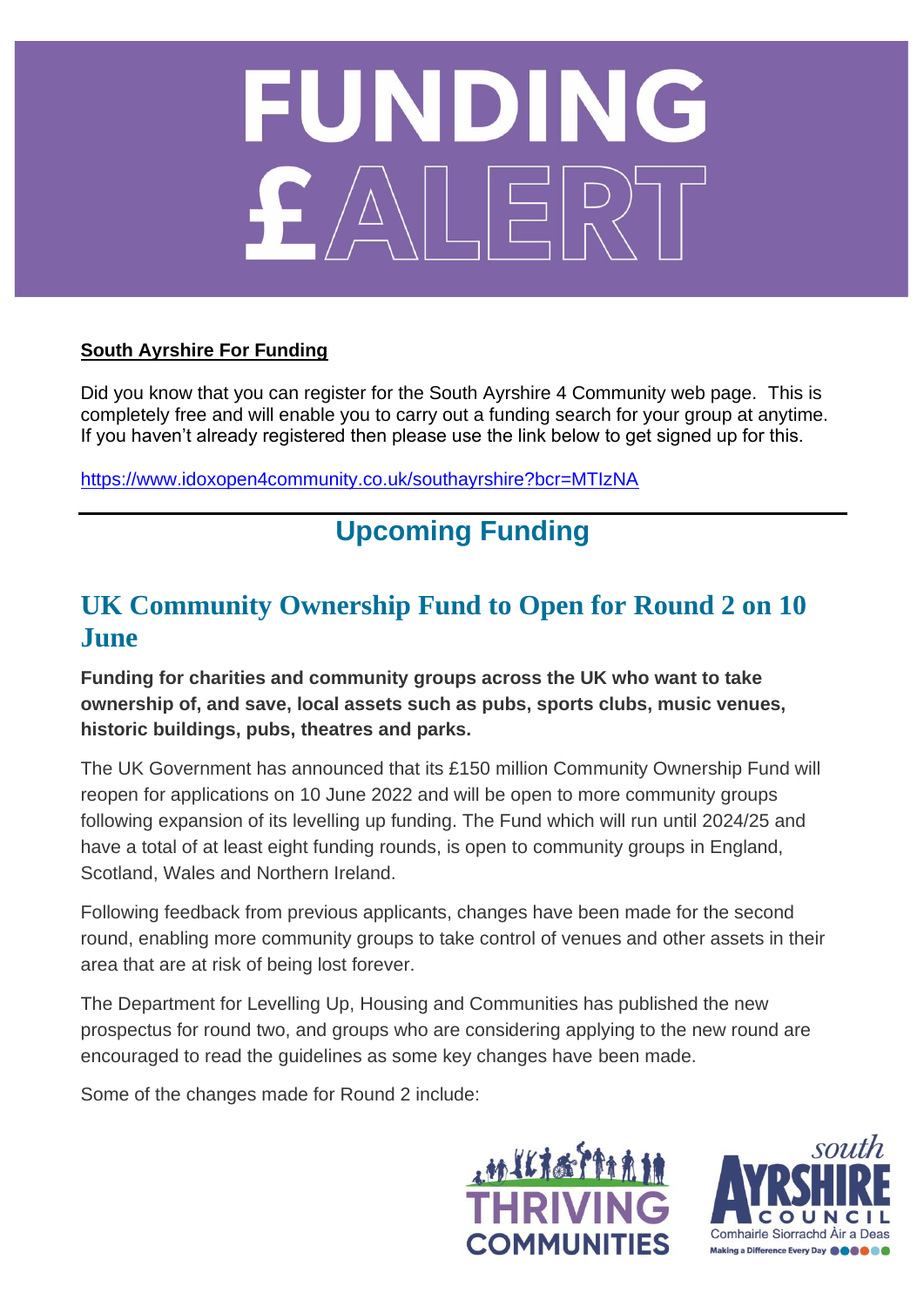# FUNDING £ALERT

**South Ayrshire For Funding**

Did you know that you can register for the South Ayrshire 4 Community web page. This is completely free and will enable you to carry out a funding search for your group at anytime. If you haven't already registered then please use the link below to get signed up for this.

https://www.idoxopen4community.co.uk/southayrshire?bcr=MTIzNA

## Upcoming Funding

## UK Community Ownership Fund to Open for Round 2 on 10 June

**Funding for charities and community groups across the UK who want to take ownership of, and save, local assets such as pubs, sports clubs, music venues, historic buildings, pubs, theatres and parks.**

The UK Government has announced that its £150 million Community Ownership Fund will reopen for applications on 10 June 2022 and will be open to more community groups following expansion of its levelling up funding. The Fund which will run until 2024/25 and have a total of at least eight funding rounds, is open to community groups in England, Scotland, Wales and Northern Ireland.

Following feedback from previous applicants, changes have been made for the second round, enabling more community groups to take control of venues and other assets in their area that are at risk of being lost forever.

The Department for Levelling Up, Housing and Communities has published the new prospectus for round two, and groups who are considering applying to the new round are encouraged to read the guidelines as some key changes have been made.

Some of the changes made for Round 2 include:

THRIVING COMMUNITIES

south AYRSHIRE COUNCIL
Comhairle Siorrachd Àir a Deas
Making a Difference Every Day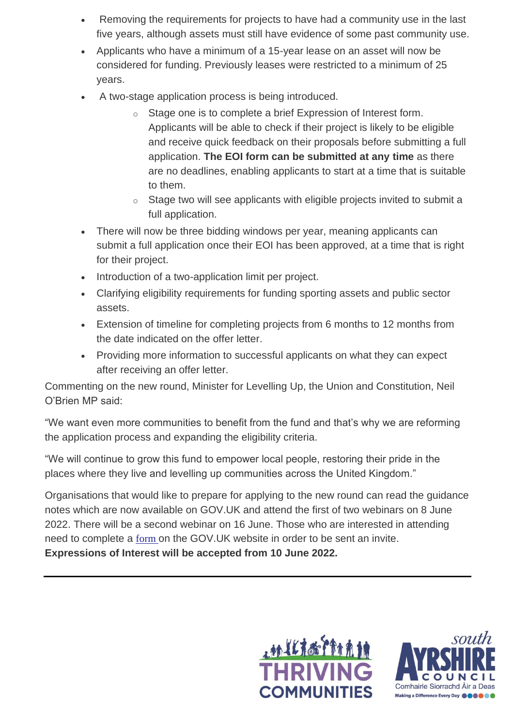- Removing the requirements for projects to have had a community use in the last five years, although assets must still have evidence of some past community use.
- Applicants who have a minimum of a 15-year lease on an asset will now be considered for funding. Previously leases were restricted to a minimum of 25 years.
- A two-stage application process is being introduced.
    - Stage one is to complete a brief Expression of Interest form. Applicants will be able to check if their project is likely to be eligible and receive quick feedback on their proposals before submitting a full application. **The EOI form can be submitted at any time** as there are no deadlines, enabling applicants to start at a time that is suitable to them.
    - Stage two will see applicants with eligible projects invited to submit a full application.
- There will now be three bidding windows per year, meaning applicants can submit a full application once their EOI has been approved, at a time that is right for their project.
- Introduction of a two-application limit per project.
- Clarifying eligibility requirements for funding sporting assets and public sector assets.
- Extension of timeline for completing projects from 6 months to 12 months from the date indicated on the offer letter.
- Providing more information to successful applicants on what they can expect after receiving an offer letter.

Commenting on the new round, Minister for Levelling Up, the Union and Constitution, Neil O'Brien MP said:

"We want even more communities to benefit from the fund and that's why we are reforming the application process and expanding the eligibility criteria.

"We will continue to grow this fund to empower local people, restoring their pride in the places where they live and levelling up communities across the United Kingdom."

Organisations that would like to prepare for applying to the new round can read the guidance notes which are now available on GOV.UK and attend the first of two webinars on 8 June 2022. There will be a second webinar on 16 June. Those who are interested in attending need to complete a form on the GOV.UK website in order to be sent an invite.
**Expressions of Interest will be accepted from 10 June 2022.**

---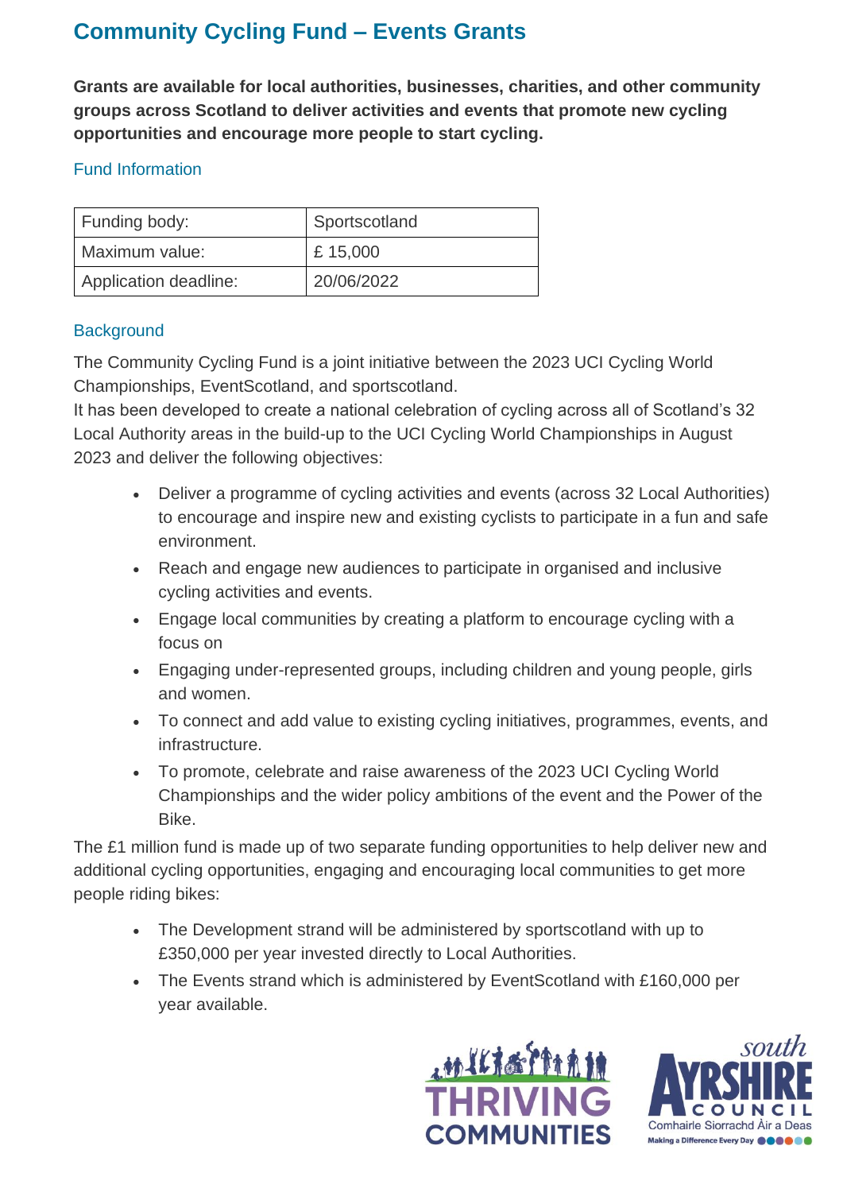# Community Cycling Fund – Events Grants

**Grants are available for local authorities, businesses, charities, and other community groups across Scotland to deliver activities and events that promote new cycling opportunities and encourage more people to start cycling.**

## Fund Information

| | |
|---|---|
| Funding body: | Sportscotland |
| Maximum value: | £ 15,000 |
| Application deadline: | 20/06/2022 |

## Background

The Community Cycling Fund is a joint initiative between the 2023 UCI Cycling World Championships, EventScotland, and sportscotland.
It has been developed to create a national celebration of cycling across all of Scotland's 32 Local Authority areas in the build-up to the UCI Cycling World Championships in August 2023 and deliver the following objectives:

- Deliver a programme of cycling activities and events (across 32 Local Authorities) to encourage and inspire new and existing cyclists to participate in a fun and safe environment.
- Reach and engage new audiences to participate in organised and inclusive cycling activities and events.
- Engage local communities by creating a platform to encourage cycling with a focus on
- Engaging under-represented groups, including children and young people, girls and women.
- To connect and add value to existing cycling initiatives, programmes, events, and infrastructure.
- To promote, celebrate and raise awareness of the 2023 UCI Cycling World Championships and the wider policy ambitions of the event and the Power of the Bike.

The £1 million fund is made up of two separate funding opportunities to help deliver new and additional cycling opportunities, engaging and encouraging local communities to get more people riding bikes:

- The Development strand will be administered by sportscotland with up to £350,000 per year invested directly to Local Authorities.
- The Events strand which is administered by EventScotland with £160,000 per year available.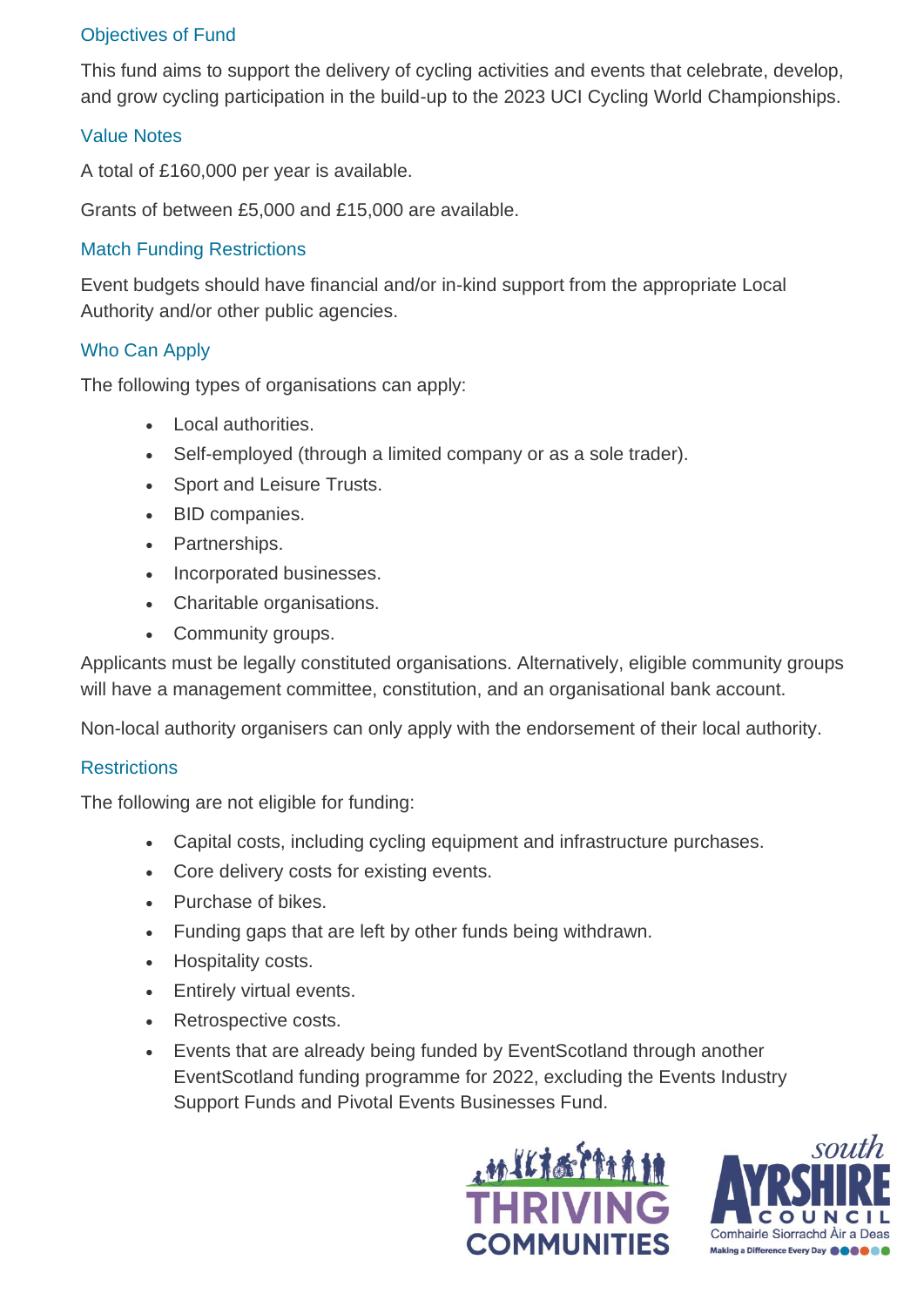## Objectives of Fund

This fund aims to support the delivery of cycling activities and events that celebrate, develop, and grow cycling participation in the build-up to the 2023 UCI Cycling World Championships.

## Value Notes

A total of £160,000 per year is available.

Grants of between £5,000 and £15,000 are available.

## Match Funding Restrictions

Event budgets should have financial and/or in-kind support from the appropriate Local Authority and/or other public agencies.

## Who Can Apply

The following types of organisations can apply:

- Local authorities.
- Self-employed (through a limited company or as a sole trader).
- Sport and Leisure Trusts.
- BID companies.
- Partnerships.
- Incorporated businesses.
- Charitable organisations.
- Community groups.

Applicants must be legally constituted organisations. Alternatively, eligible community groups will have a management committee, constitution, and an organisational bank account.

Non-local authority organisers can only apply with the endorsement of their local authority.

## Restrictions

The following are not eligible for funding:

- Capital costs, including cycling equipment and infrastructure purchases.
- Core delivery costs for existing events.
- Purchase of bikes.
- Funding gaps that are left by other funds being withdrawn.
- Hospitality costs.
- Entirely virtual events.
- Retrospective costs.
- Events that are already being funded by EventScotland through another EventScotland funding programme for 2022, excluding the Events Industry Support Funds and Pivotal Events Businesses Fund.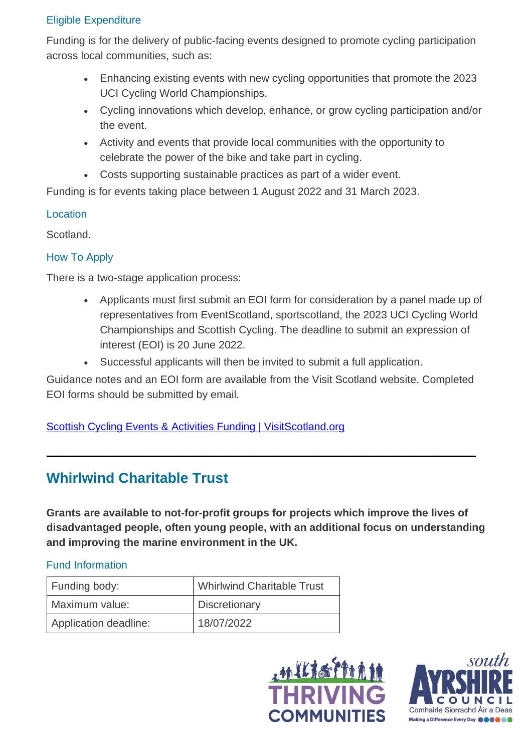### Eligible Expenditure

Funding is for the delivery of public-facing events designed to promote cycling participation across local communities, such as:

- Enhancing existing events with new cycling opportunities that promote the 2023 UCI Cycling World Championships.
- Cycling innovations which develop, enhance, or grow cycling participation and/or the event.
- Activity and events that provide local communities with the opportunity to celebrate the power of the bike and take part in cycling.
- Costs supporting sustainable practices as part of a wider event.

Funding is for events taking place between 1 August 2022 and 31 March 2023.

### Location

Scotland.

### How To Apply

There is a two-stage application process:

- Applicants must first submit an EOI form for consideration by a panel made up of representatives from EventScotland, sportscotland, the 2023 UCI Cycling World Championships and Scottish Cycling. The deadline to submit an expression of interest (EOI) is 20 June 2022.
- Successful applicants will then be invited to submit a full application.

Guidance notes and an EOI form are available from the Visit Scotland website. Completed EOI forms should be submitted by email.

[Scottish Cycling Events & Activities Funding | VisitScotland.org]

---

## Whirlwind Charitable Trust

**Grants are available to not-for-profit groups for projects which improve the lives of disadvantaged people, often young people, with an additional focus on understanding and improving the marine environment in the UK.**

### Fund Information

| | |
|---|---|
| Funding body: | Whirlwind Charitable Trust |
| Maximum value: | Discretionary |
| Application deadline: | 18/07/2022 |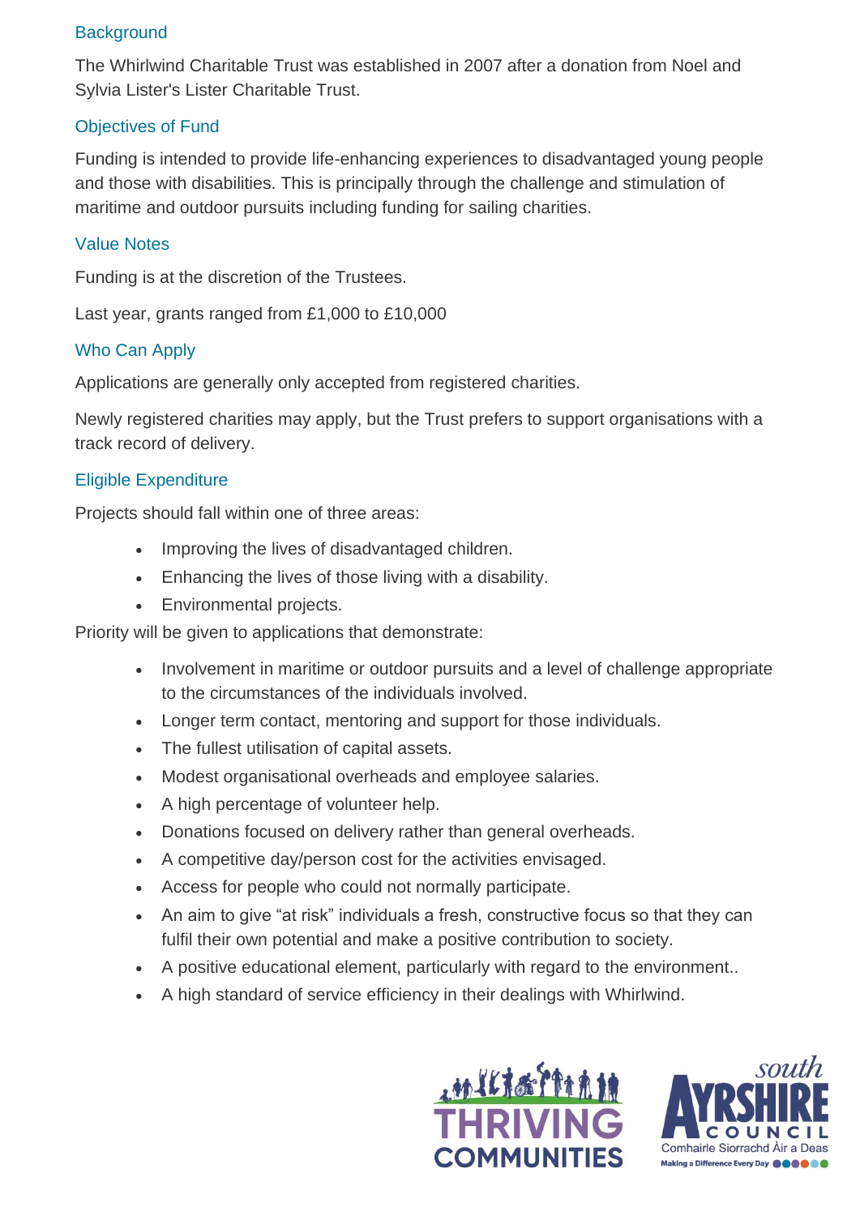### Background

The Whirlwind Charitable Trust was established in 2007 after a donation from Noel and Sylvia Lister's Lister Charitable Trust.

### Objectives of Fund

Funding is intended to provide life-enhancing experiences to disadvantaged young people and those with disabilities. This is principally through the challenge and stimulation of maritime and outdoor pursuits including funding for sailing charities.

### Value Notes

Funding is at the discretion of the Trustees.

Last year, grants ranged from £1,000 to £10,000

### Who Can Apply

Applications are generally only accepted from registered charities.

Newly registered charities may apply, but the Trust prefers to support organisations with a track record of delivery.

### Eligible Expenditure

Projects should fall within one of three areas:

- Improving the lives of disadvantaged children.
- Enhancing the lives of those living with a disability.
- Environmental projects.

Priority will be given to applications that demonstrate:

- Involvement in maritime or outdoor pursuits and a level of challenge appropriate to the circumstances of the individuals involved.
- Longer term contact, mentoring and support for those individuals.
- The fullest utilisation of capital assets.
- Modest organisational overheads and employee salaries.
- A high percentage of volunteer help.
- Donations focused on delivery rather than general overheads.
- A competitive day/person cost for the activities envisaged.
- Access for people who could not normally participate.
- An aim to give "at risk" individuals a fresh, constructive focus so that they can fulfil their own potential and make a positive contribution to society.
- A positive educational element, particularly with regard to the environment..
- A high standard of service efficiency in their dealings with Whirlwind.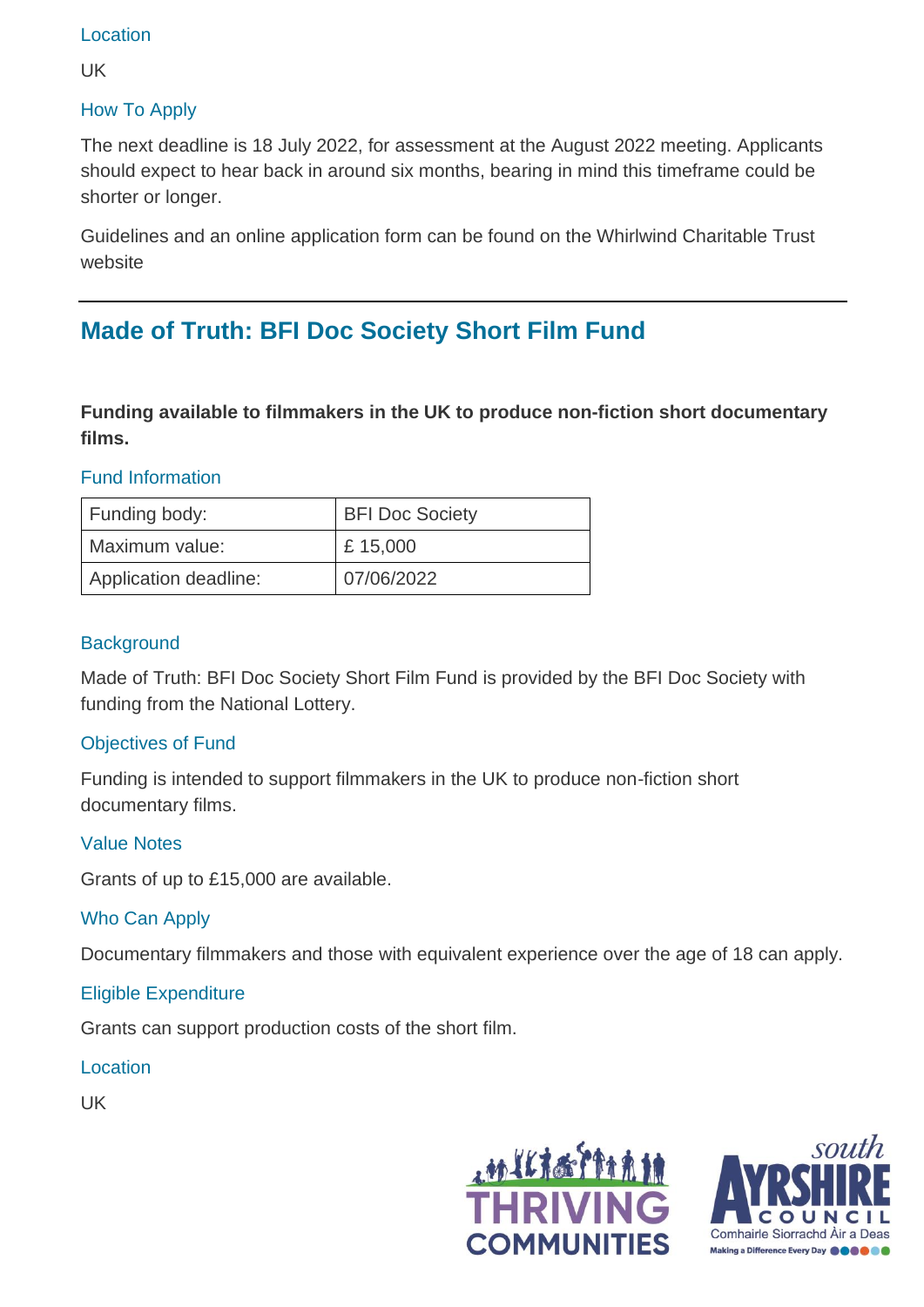### Location

UK

### How To Apply

The next deadline is 18 July 2022, for assessment at the August 2022 meeting. Applicants should expect to hear back in around six months, bearing in mind this timeframe could be shorter or longer.

Guidelines and an online application form can be found on the Whirlwind Charitable Trust website

---

## Made of Truth: BFI Doc Society Short Film Fund

**Funding available to filmmakers in the UK to produce non-fiction short documentary films.**

### Fund Information

| | |
|---|---|
| Funding body: | BFI Doc Society |
| Maximum value: | £ 15,000 |
| Application deadline: | 07/06/2022 |

### Background

Made of Truth: BFI Doc Society Short Film Fund is provided by the BFI Doc Society with funding from the National Lottery.

### Objectives of Fund

Funding is intended to support filmmakers in the UK to produce non-fiction short documentary films.

### Value Notes

Grants of up to £15,000 are available.

### Who Can Apply

Documentary filmmakers and those with equivalent experience over the age of 18 can apply.

### Eligible Expenditure

Grants can support production costs of the short film.

### Location

UK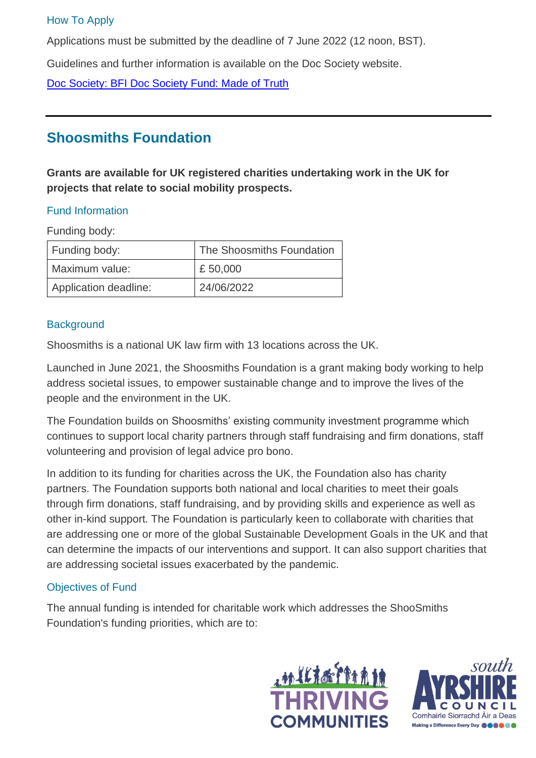### How To Apply

Applications must be submitted by the deadline of 7 June 2022 (12 noon, BST).

Guidelines and further information is available on the Doc Society website.

[Doc Society: BFI Doc Society Fund: Made of Truth]()

---

## Shoosmiths Foundation

**Grants are available for UK registered charities undertaking work in the UK for projects that relate to social mobility prospects.**

### Fund Information

Funding body:

| | |
|---|---|
| Funding body: | The Shoosmiths Foundation |
| Maximum value: | £ 50,000 |
| Application deadline: | 24/06/2022 |

### Background

Shoosmiths is a national UK law firm with 13 locations across the UK.

Launched in June 2021, the Shoosmiths Foundation is a grant making body working to help address societal issues, to empower sustainable change and to improve the lives of the people and the environment in the UK.

The Foundation builds on Shoosmiths' existing community investment programme which continues to support local charity partners through staff fundraising and firm donations, staff volunteering and provision of legal advice pro bono.

In addition to its funding for charities across the UK, the Foundation also has charity partners. The Foundation supports both national and local charities to meet their goals through firm donations, staff fundraising, and by providing skills and experience as well as other in-kind support. The Foundation is particularly keen to collaborate with charities that are addressing one or more of the global Sustainable Development Goals in the UK and that can determine the impacts of our interventions and support. It can also support charities that are addressing societal issues exacerbated by the pandemic.

### Objectives of Fund

The annual funding is intended for charitable work which addresses the ShooSmiths Foundation's funding priorities, which are to: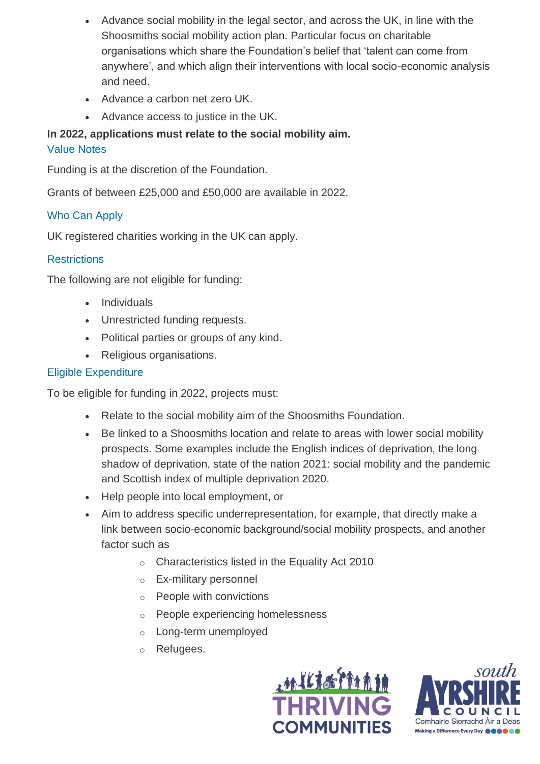- Advance social mobility in the legal sector, and across the UK, in line with the Shoosmiths social mobility action plan. Particular focus on charitable organisations which share the Foundation's belief that 'talent can come from anywhere', and which align their interventions with local socio-economic analysis and need.
- Advance a carbon net zero UK.
- Advance access to justice in the UK.

**In 2022, applications must relate to the social mobility aim.**

### Value Notes

Funding is at the discretion of the Foundation.

Grants of between £25,000 and £50,000 are available in 2022.

### Who Can Apply

UK registered charities working in the UK can apply.

### Restrictions

The following are not eligible for funding:

- Individuals
- Unrestricted funding requests.
- Political parties or groups of any kind.
- Religious organisations.

### Eligible Expenditure

To be eligible for funding in 2022, projects must:

- Relate to the social mobility aim of the Shoosmiths Foundation.
- Be linked to a Shoosmiths location and relate to areas with lower social mobility prospects. Some examples include the English indices of deprivation, the long shadow of deprivation, state of the nation 2021: social mobility and the pandemic and Scottish index of multiple deprivation 2020.
- Help people into local employment, or
- Aim to address specific underrepresentation, for example, that directly make a link between socio-economic background/social mobility prospects, and another factor such as
  - Characteristics listed in the Equality Act 2010
  - Ex-military personnel
  - People with convictions
  - People experiencing homelessness
  - Long-term unemployed
  - Refugees.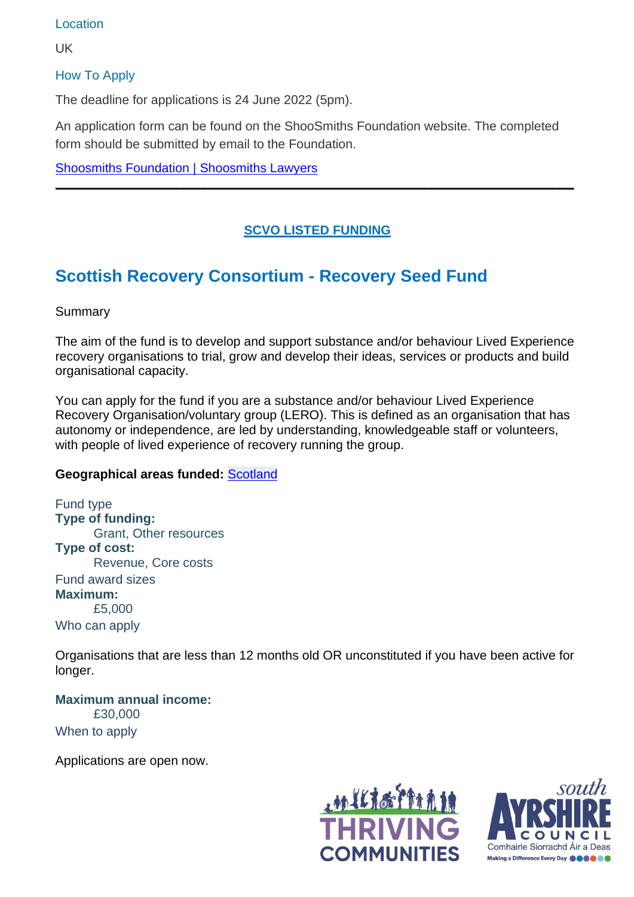Location

UK

How To Apply

The deadline for applications is 24 June 2022 (5pm).

An application form can be found on the ShooSmiths Foundation website. The completed form should be submitted by email to the Foundation.

[Shoosmiths Foundation | Shoosmiths Lawyers]

---

**[SCVO LISTED FUNDING]**

## Scottish Recovery Consortium - Recovery Seed Fund

Summary

The aim of the fund is to develop and support substance and/or behaviour Lived Experience recovery organisations to trial, grow and develop their ideas, services or products and build organisational capacity.

You can apply for the fund if you are a substance and/or behaviour Lived Experience Recovery Organisation/voluntary group (LERO). This is defined as an organisation that has autonomy or independence, are led by understanding, knowledgeable staff or volunteers, with people of lived experience of recovery running the group.

**Geographical areas funded:** [Scotland]

Fund type

**Type of funding:**

Grant, Other resources

**Type of cost:**

Revenue, Core costs

Fund award sizes

**Maximum:**

£5,000

Who can apply

Organisations that are less than 12 months old OR unconstituted if you have been active for longer.

**Maximum annual income:**

£30,000

When to apply

Applications are open now.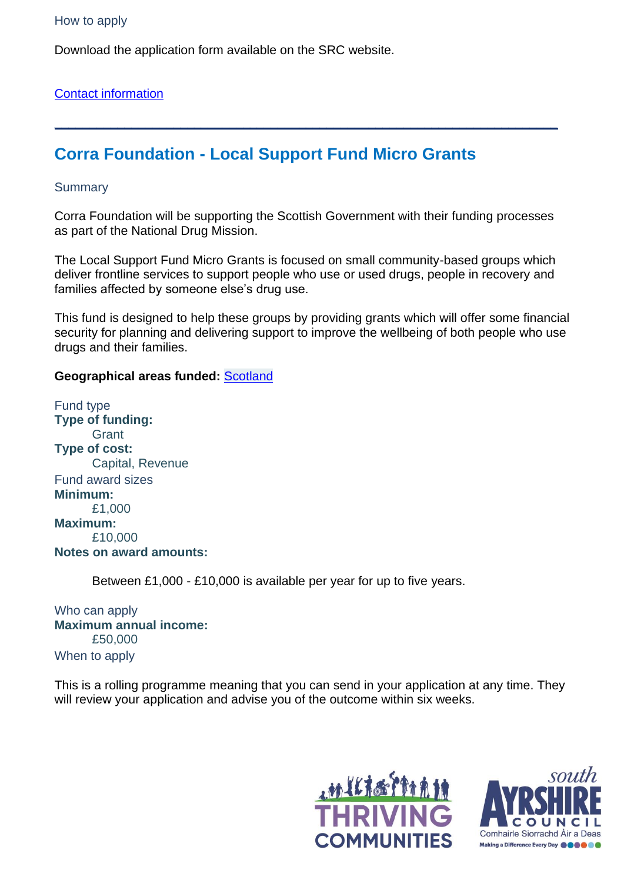How to apply

Download the application form available on the SRC website.

[Contact information]

---

## Corra Foundation - Local Support Fund Micro Grants

Summary

Corra Foundation will be supporting the Scottish Government with their funding processes as part of the National Drug Mission.

The Local Support Fund Micro Grants is focused on small community-based groups which deliver frontline services to support people who use or used drugs, people in recovery and families affected by someone else's drug use.

This fund is designed to help these groups by providing grants which will offer some financial security for planning and delivering support to improve the wellbeing of both people who use drugs and their families.

**Geographical areas funded:** [Scotland]

Fund type

**Type of funding:**

Grant

**Type of cost:**

Capital, Revenue

Fund award sizes

**Minimum:**

£1,000

**Maximum:**

£10,000

**Notes on award amounts:**

Between £1,000 - £10,000 is available per year for up to five years.

Who can apply

**Maximum annual income:**

£50,000

When to apply

This is a rolling programme meaning that you can send in your application at any time. They will review your application and advise you of the outcome within six weeks.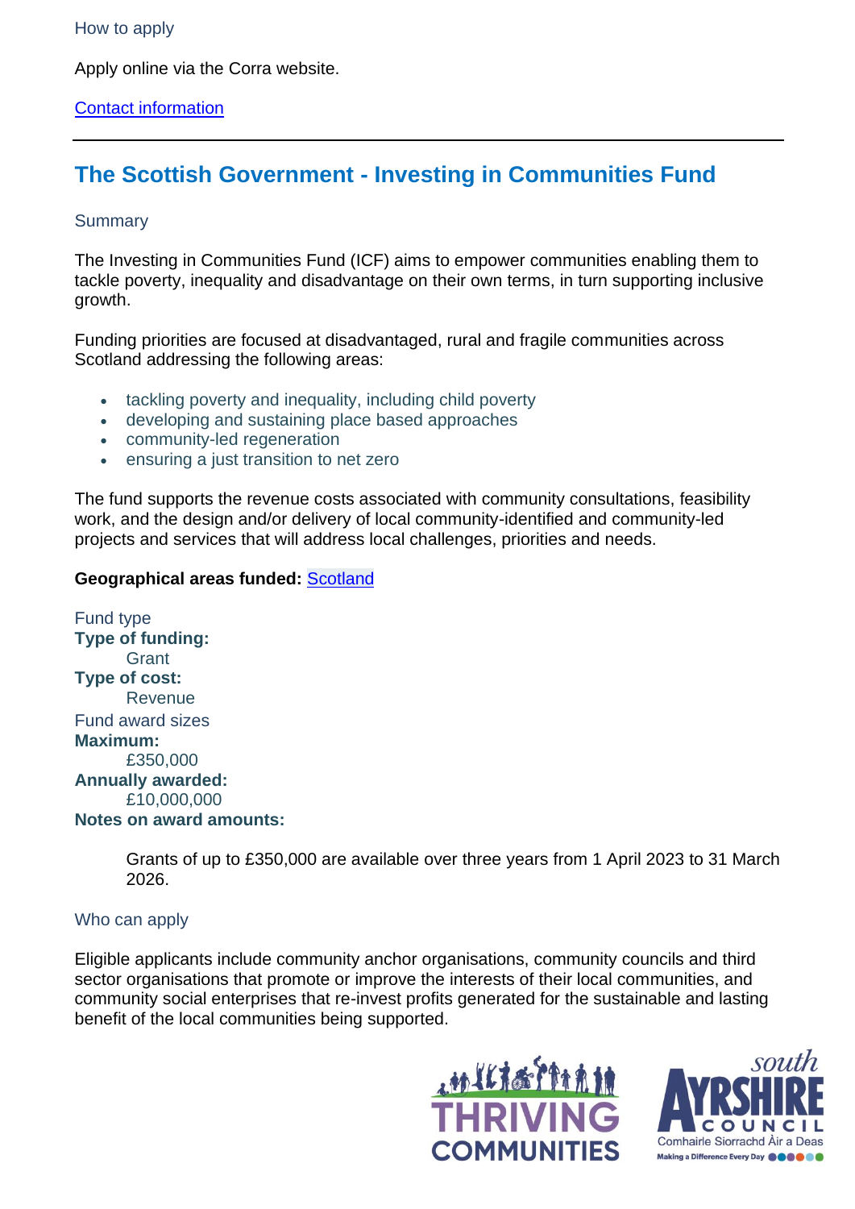How to apply

Apply online via the Corra website.

[Contact information]

---

## The Scottish Government - Investing in Communities Fund

Summary

The Investing in Communities Fund (ICF) aims to empower communities enabling them to tackle poverty, inequality and disadvantage on their own terms, in turn supporting inclusive growth.

Funding priorities are focused at disadvantaged, rural and fragile communities across Scotland addressing the following areas:

- tackling poverty and inequality, including child poverty
- developing and sustaining place based approaches
- community-led regeneration
- ensuring a just transition to net zero

The fund supports the revenue costs associated with community consultations, feasibility work, and the design and/or delivery of local community-identified and community-led projects and services that will address local challenges, priorities and needs.

**Geographical areas funded:** [Scotland]

Fund type

**Type of funding:**

Grant

**Type of cost:**

Revenue

Fund award sizes

**Maximum:**

£350,000

**Annually awarded:**

£10,000,000

**Notes on award amounts:**

Grants of up to £350,000 are available over three years from 1 April 2023 to 31 March 2026.

Who can apply

Eligible applicants include community anchor organisations, community councils and third sector organisations that promote or improve the interests of their local communities, and community social enterprises that re-invest profits generated for the sustainable and lasting benefit of the local communities being supported.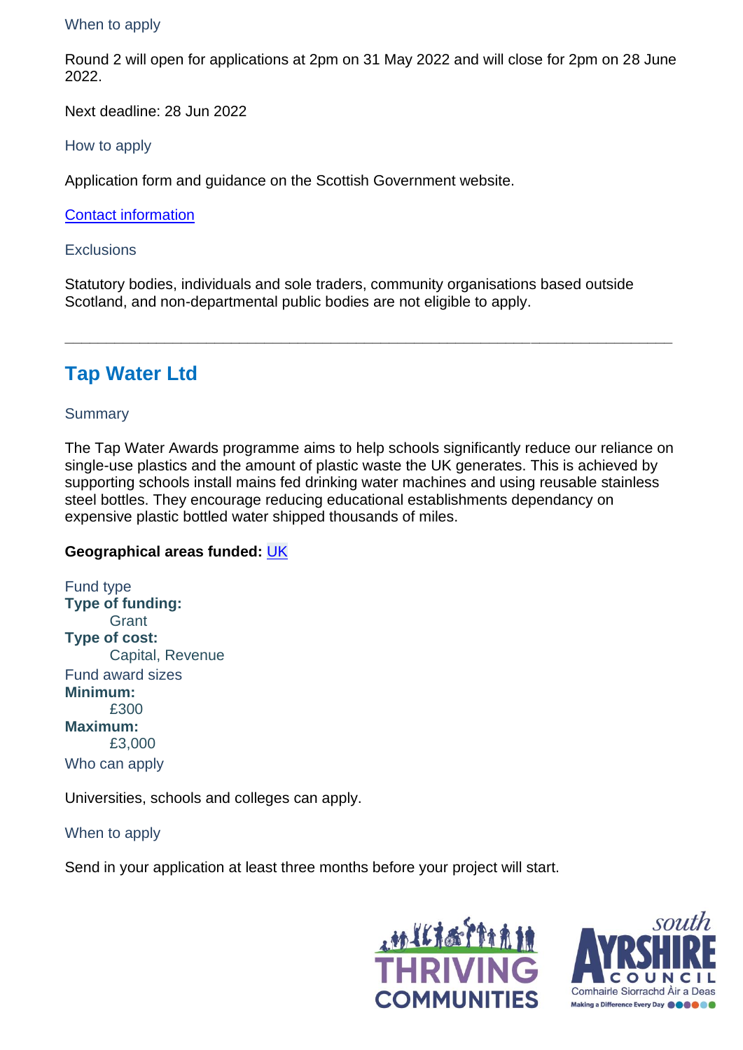When to apply

Round 2 will open for applications at 2pm on 31 May 2022 and will close for 2pm on 28 June 2022.

Next deadline: 28 Jun 2022

How to apply

Application form and guidance on the Scottish Government website.

[Contact information]

Exclusions

Statutory bodies, individuals and sole traders, community organisations based outside Scotland, and non-departmental public bodies are not eligible to apply.

---

## Tap Water Ltd

Summary

The Tap Water Awards programme aims to help schools significantly reduce our reliance on single-use plastics and the amount of plastic waste the UK generates. This is achieved by supporting schools install mains fed drinking water machines and using reusable stainless steel bottles. They encourage reducing educational establishments dependancy on expensive plastic bottled water shipped thousands of miles.

**Geographical areas funded:** UK

Fund type

**Type of funding:**

Grant

**Type of cost:**

Capital, Revenue

Fund award sizes

**Minimum:**

£300

**Maximum:**

£3,000

Who can apply

Universities, schools and colleges can apply.

When to apply

Send in your application at least three months before your project will start.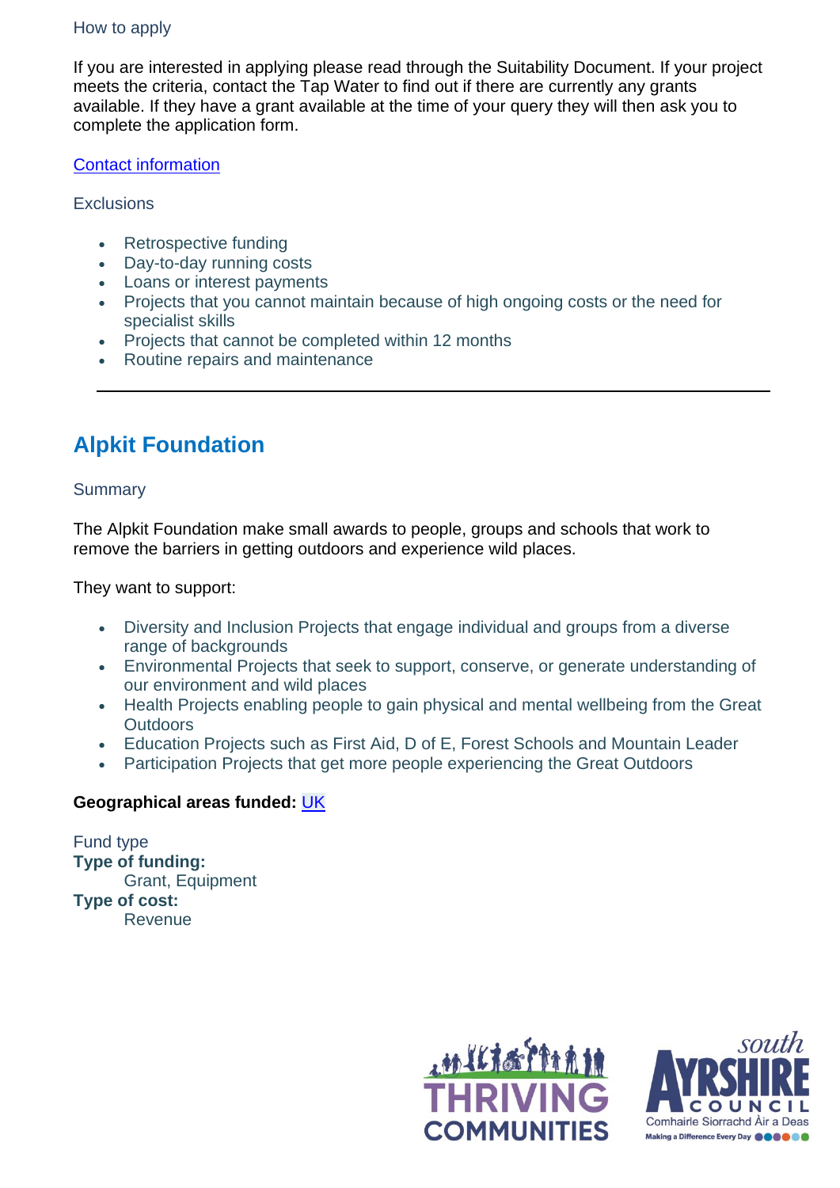How to apply

If you are interested in applying please read through the Suitability Document. If your project meets the criteria, contact the Tap Water to find out if there are currently any grants available. If they have a grant available at the time of your query they will then ask you to complete the application form.

[Contact information]

Exclusions

- Retrospective funding
- Day-to-day running costs
- Loans or interest payments
- Projects that you cannot maintain because of high ongoing costs or the need for specialist skills
- Projects that cannot be completed within 12 months
- Routine repairs and maintenance

---

## Alpkit Foundation

Summary

The Alpkit Foundation make small awards to people, groups and schools that work to remove the barriers in getting outdoors and experience wild places.

They want to support:

- Diversity and Inclusion Projects that engage individual and groups from a diverse range of backgrounds
- Environmental Projects that seek to support, conserve, or generate understanding of our environment and wild places
- Health Projects enabling people to gain physical and mental wellbeing from the Great Outdoors
- Education Projects such as First Aid, D of E, Forest Schools and Mountain Leader
- Participation Projects that get more people experiencing the Great Outdoors

**Geographical areas funded:** [UK]

Fund type
**Type of funding:**
Grant, Equipment
**Type of cost:**
Revenue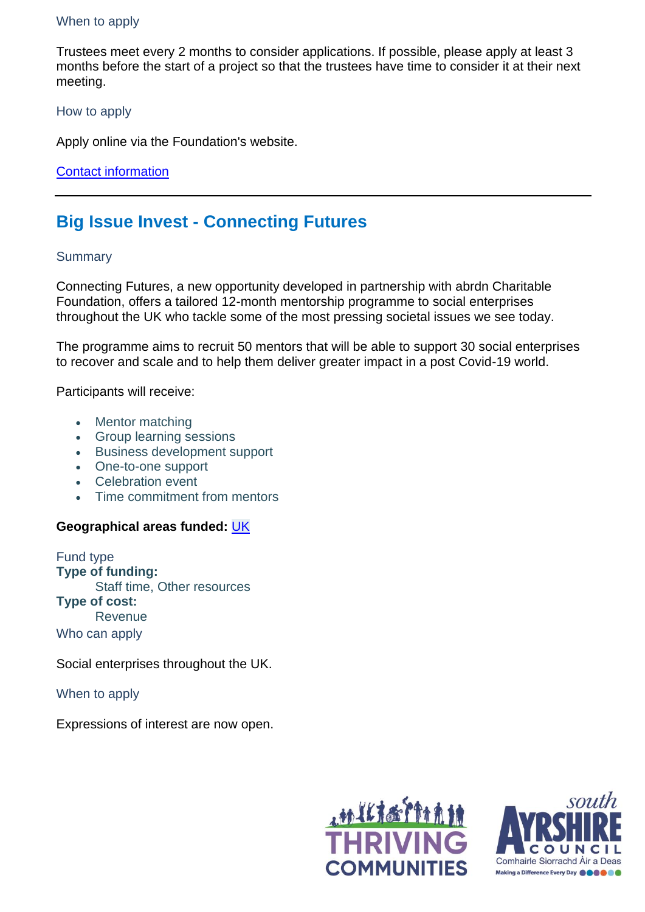When to apply

Trustees meet every 2 months to consider applications. If possible, please apply at least 3 months before the start of a project so that the trustees have time to consider it at their next meeting.

How to apply

Apply online via the Foundation's website.

Contact information

---

## Big Issue Invest - Connecting Futures

Summary

Connecting Futures, a new opportunity developed in partnership with abrdn Charitable Foundation, offers a tailored 12-month mentorship programme to social enterprises throughout the UK who tackle some of the most pressing societal issues we see today.

The programme aims to recruit 50 mentors that will be able to support 30 social enterprises to recover and scale and to help them deliver greater impact in a post Covid-19 world.

Participants will receive:

- Mentor matching
- Group learning sessions
- Business development support
- One-to-one support
- Celebration event
- Time commitment from mentors

**Geographical areas funded:** UK

Fund type

**Type of funding:**
Staff time, Other resources

**Type of cost:**
Revenue

Who can apply

Social enterprises throughout the UK.

When to apply

Expressions of interest are now open.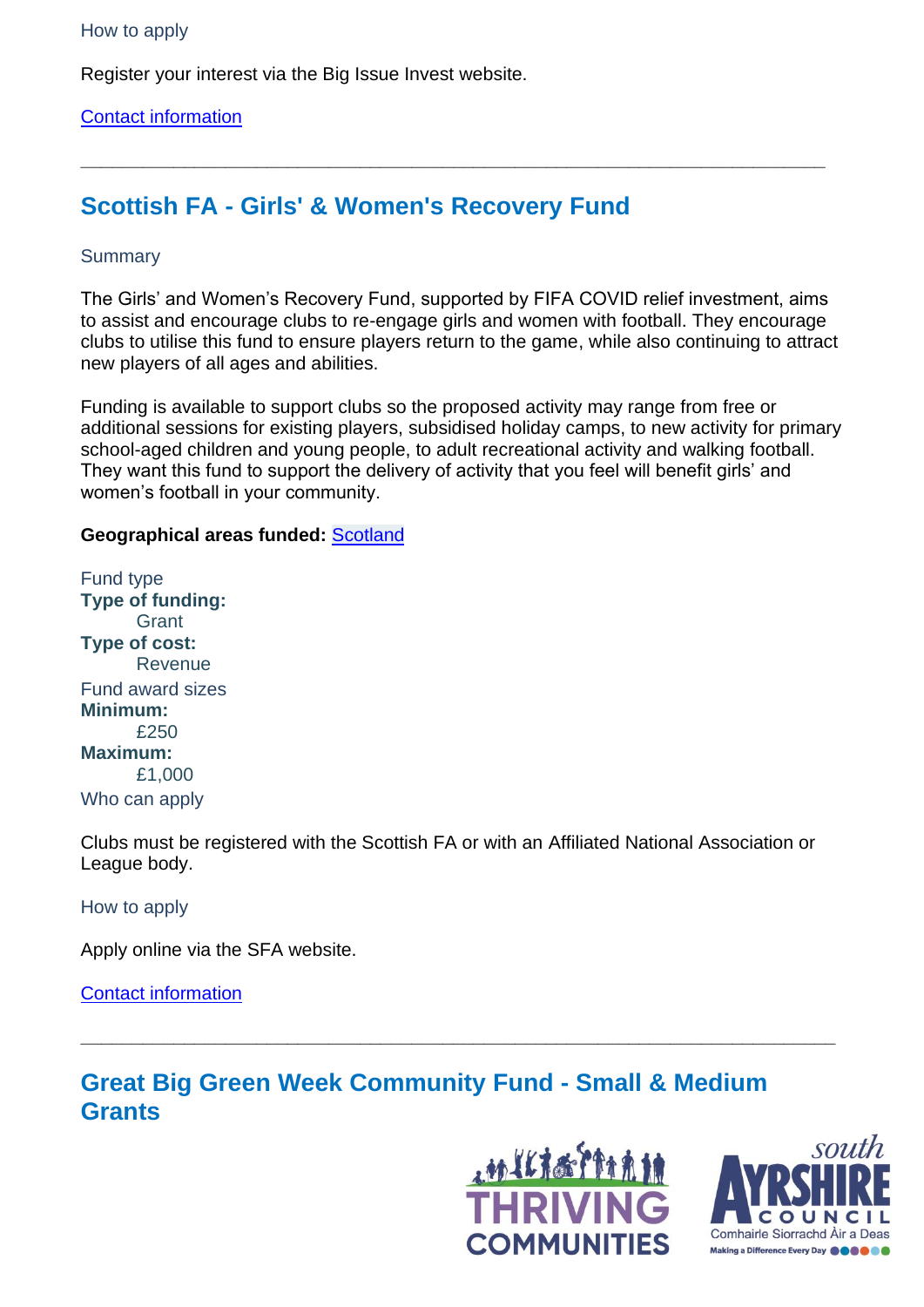How to apply

Register your interest via the Big Issue Invest website.

[Contact information]()

---

## Scottish FA - Girls' & Women's Recovery Fund

Summary

The Girls' and Women's Recovery Fund, supported by FIFA COVID relief investment, aims to assist and encourage clubs to re-engage girls and women with football. They encourage clubs to utilise this fund to ensure players return to the game, while also continuing to attract new players of all ages and abilities.

Funding is available to support clubs so the proposed activity may range from free or additional sessions for existing players, subsidised holiday camps, to new activity for primary school-aged children and young people, to adult recreational activity and walking football. They want this fund to support the delivery of activity that you feel will benefit girls' and women's football in your community.

**Geographical areas funded:** [Scotland]()

Fund type

**Type of funding:**

Grant

**Type of cost:**

Revenue

Fund award sizes

**Minimum:**

£250

**Maximum:**

£1,000

Who can apply

Clubs must be registered with the Scottish FA or with an Affiliated National Association or League body.

How to apply

Apply online via the SFA website.

[Contact information]()

---

## Great Big Green Week Community Fund - Small & Medium Grants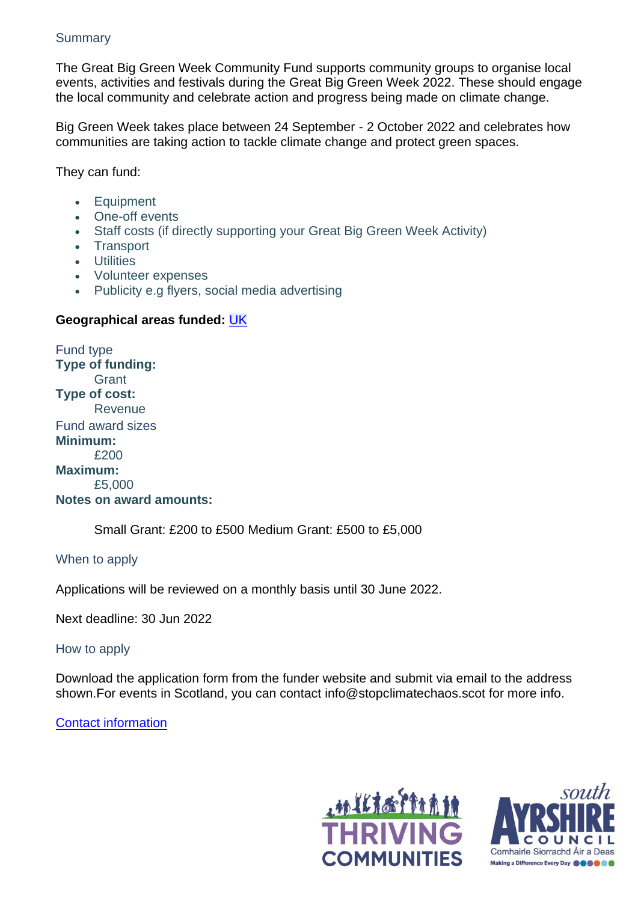### Summary

The Great Big Green Week Community Fund supports community groups to organise local events, activities and festivals during the Great Big Green Week 2022. These should engage the local community and celebrate action and progress being made on climate change.

Big Green Week takes place between 24 September - 2 October 2022 and celebrates how communities are taking action to tackle climate change and protect green spaces.

They can fund:

- Equipment
- One-off events
- Staff costs (if directly supporting your Great Big Green Week Activity)
- Transport
- Utilities
- Volunteer expenses
- Publicity e.g flyers, social media advertising

**Geographical areas funded:** UK

### Fund type

**Type of funding:**
Grant

**Type of cost:**
Revenue

### Fund award sizes

**Minimum:**
£200

**Maximum:**
£5,000

**Notes on award amounts:**

Small Grant: £200 to £500 Medium Grant: £500 to £5,000

### When to apply

Applications will be reviewed on a monthly basis until 30 June 2022.

Next deadline: 30 Jun 2022

### How to apply

Download the application form from the funder website and submit via email to the address shown.For events in Scotland, you can contact info@stopclimatechaos.scot for more info.

Contact information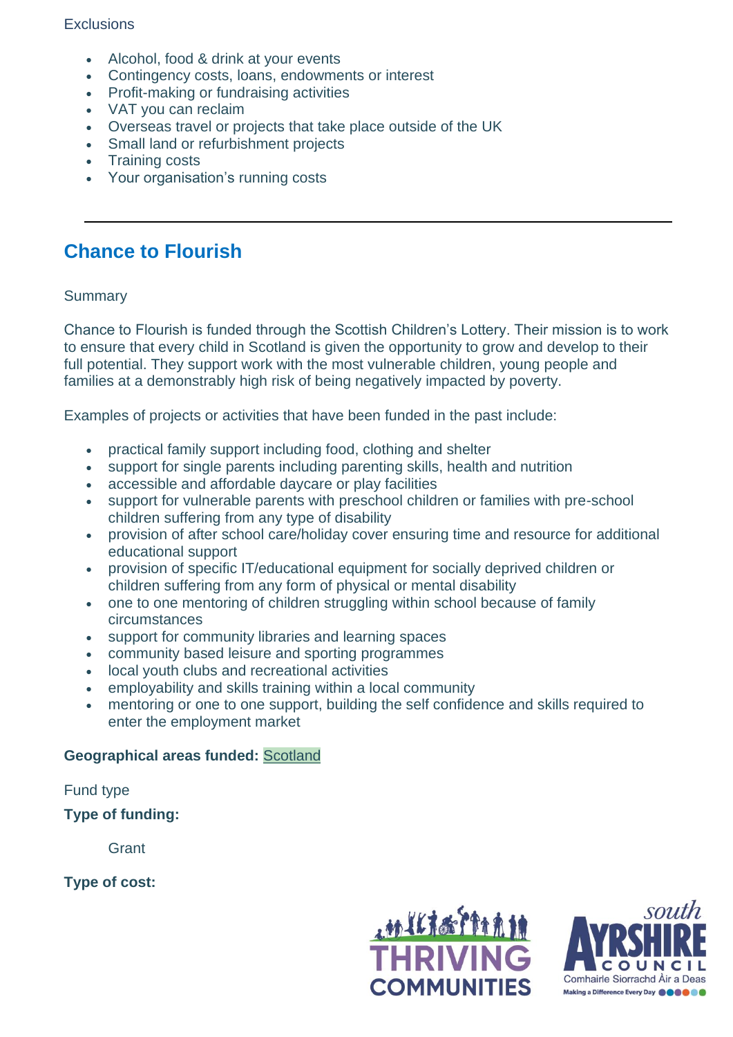Exclusions

- Alcohol, food & drink at your events
- Contingency costs, loans, endowments or interest
- Profit-making or fundraising activities
- VAT you can reclaim
- Overseas travel or projects that take place outside of the UK
- Small land or refurbishment projects
- Training costs
- Your organisation's running costs

---

## Chance to Flourish

Summary

Chance to Flourish is funded through the Scottish Children's Lottery. Their mission is to work to ensure that every child in Scotland is given the opportunity to grow and develop to their full potential. They support work with the most vulnerable children, young people and families at a demonstrably high risk of being negatively impacted by poverty.

Examples of projects or activities that have been funded in the past include:

- practical family support including food, clothing and shelter
- support for single parents including parenting skills, health and nutrition
- accessible and affordable daycare or play facilities
- support for vulnerable parents with preschool children or families with pre-school children suffering from any type of disability
- provision of after school care/holiday cover ensuring time and resource for additional educational support
- provision of specific IT/educational equipment for socially deprived children or children suffering from any form of physical or mental disability
- one to one mentoring of children struggling within school because of family circumstances
- support for community libraries and learning spaces
- community based leisure and sporting programmes
- local youth clubs and recreational activities
- employability and skills training within a local community
- mentoring or one to one support, building the self confidence and skills required to enter the employment market

**Geographical areas funded:** Scotland

Fund type

**Type of funding:**

Grant

**Type of cost:**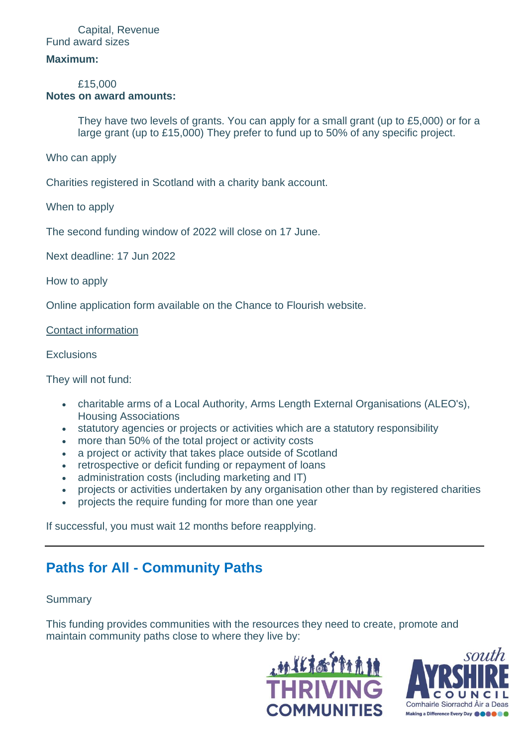Capital, Revenue

Fund award sizes

**Maximum:**

£15,000

**Notes on award amounts:**

They have two levels of grants. You can apply for a small grant (up to £5,000) or for a large grant (up to £15,000) They prefer to fund up to 50% of any specific project.

Who can apply

Charities registered in Scotland with a charity bank account.

When to apply

The second funding window of 2022 will close on 17 June.

Next deadline: 17 Jun 2022

How to apply

Online application form available on the Chance to Flourish website.

Contact information

Exclusions

They will not fund:

- charitable arms of a Local Authority, Arms Length External Organisations (ALEO's), Housing Associations
- statutory agencies or projects or activities which are a statutory responsibility
- more than 50% of the total project or activity costs
- a project or activity that takes place outside of Scotland
- retrospective or deficit funding or repayment of loans
- administration costs (including marketing and IT)
- projects or activities undertaken by any organisation other than by registered charities
- projects the require funding for more than one year

If successful, you must wait 12 months before reapplying.

---

## Paths for All - Community Paths

Summary

This funding provides communities with the resources they need to create, promote and maintain community paths close to where they live by: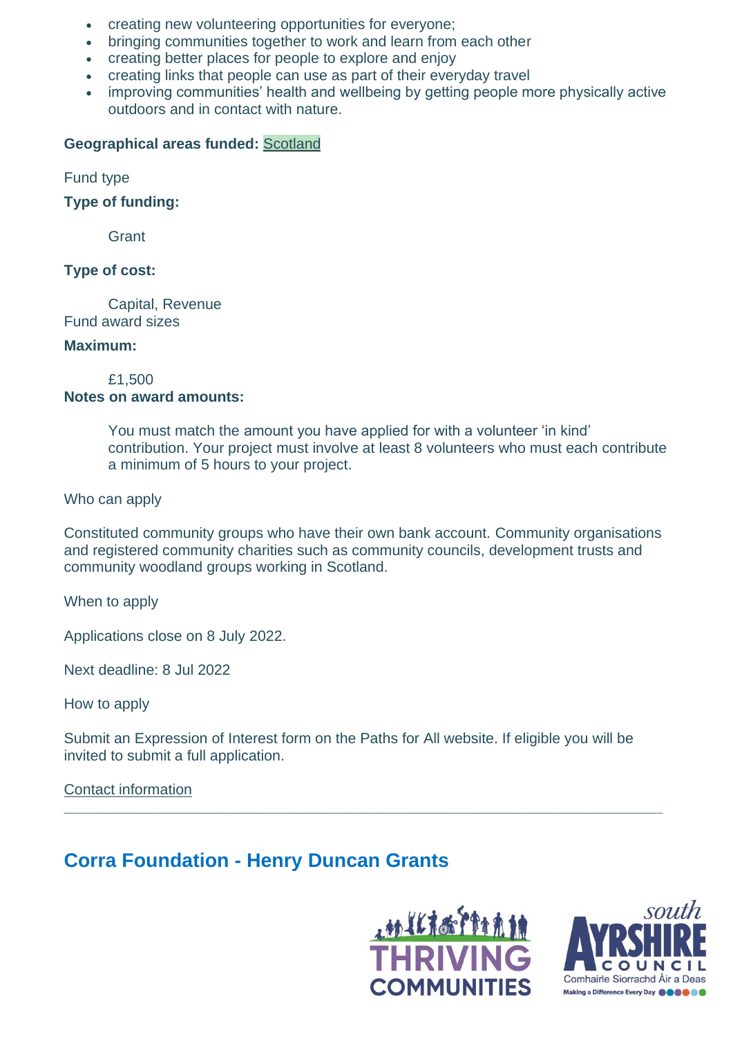- creating new volunteering opportunities for everyone;
- bringing communities together to work and learn from each other
- creating better places for people to explore and enjoy
- creating links that people can use as part of their everyday travel
- improving communities' health and wellbeing by getting people more physically active outdoors and in contact with nature.

**Geographical areas funded:** Scotland

Fund type

**Type of funding:**

Grant

**Type of cost:**

Capital, Revenue

Fund award sizes

**Maximum:**

£1,500

**Notes on award amounts:**

You must match the amount you have applied for with a volunteer 'in kind' contribution. Your project must involve at least 8 volunteers who must each contribute a minimum of 5 hours to your project.

Who can apply

Constituted community groups who have their own bank account. Community organisations and registered community charities such as community councils, development trusts and community woodland groups working in Scotland.

When to apply

Applications close on 8 July 2022.

Next deadline: 8 Jul 2022

How to apply

Submit an Expression of Interest form on the Paths for All website. If eligible you will be invited to submit a full application.

Contact information

---

## Corra Foundation - Henry Duncan Grants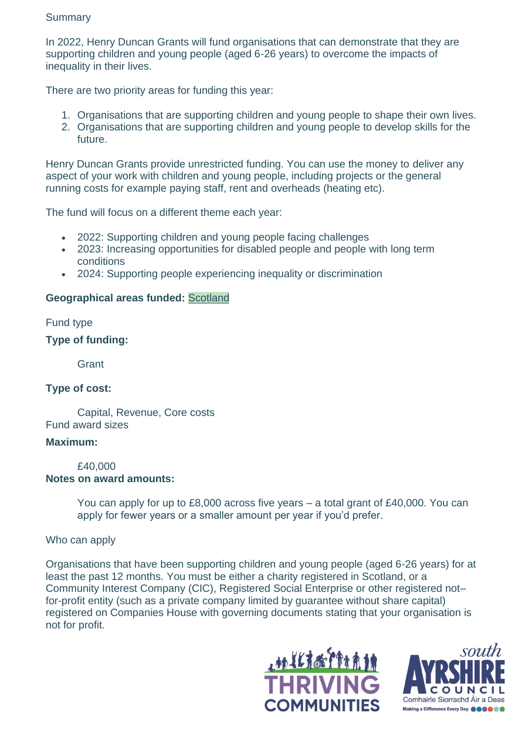Summary

In 2022, Henry Duncan Grants will fund organisations that can demonstrate that they are supporting children and young people (aged 6-26 years) to overcome the impacts of inequality in their lives.

There are two priority areas for funding this year:

1. Organisations that are supporting children and young people to shape their own lives.
2. Organisations that are supporting children and young people to develop skills for the future.

Henry Duncan Grants provide unrestricted funding. You can use the money to deliver any aspect of your work with children and young people, including projects or the general running costs for example paying staff, rent and overheads (heating etc).

The fund will focus on a different theme each year:

- 2022: Supporting children and young people facing challenges
- 2023: Increasing opportunities for disabled people and people with long term conditions
- 2024: Supporting people experiencing inequality or discrimination

**Geographical areas funded:** Scotland

Fund type

**Type of funding:**

Grant

**Type of cost:**

Capital, Revenue, Core costs

Fund award sizes

**Maximum:**

£40,000

**Notes on award amounts:**

You can apply for up to £8,000 across five years – a total grant of £40,000. You can apply for fewer years or a smaller amount per year if you'd prefer.

Who can apply

Organisations that have been supporting children and young people (aged 6-26 years) for at least the past 12 months. You must be either a charity registered in Scotland, or a Community Interest Company (CIC), Registered Social Enterprise or other registered not–for-profit entity (such as a private company limited by guarantee without share capital) registered on Companies House with governing documents stating that your organisation is not for profit.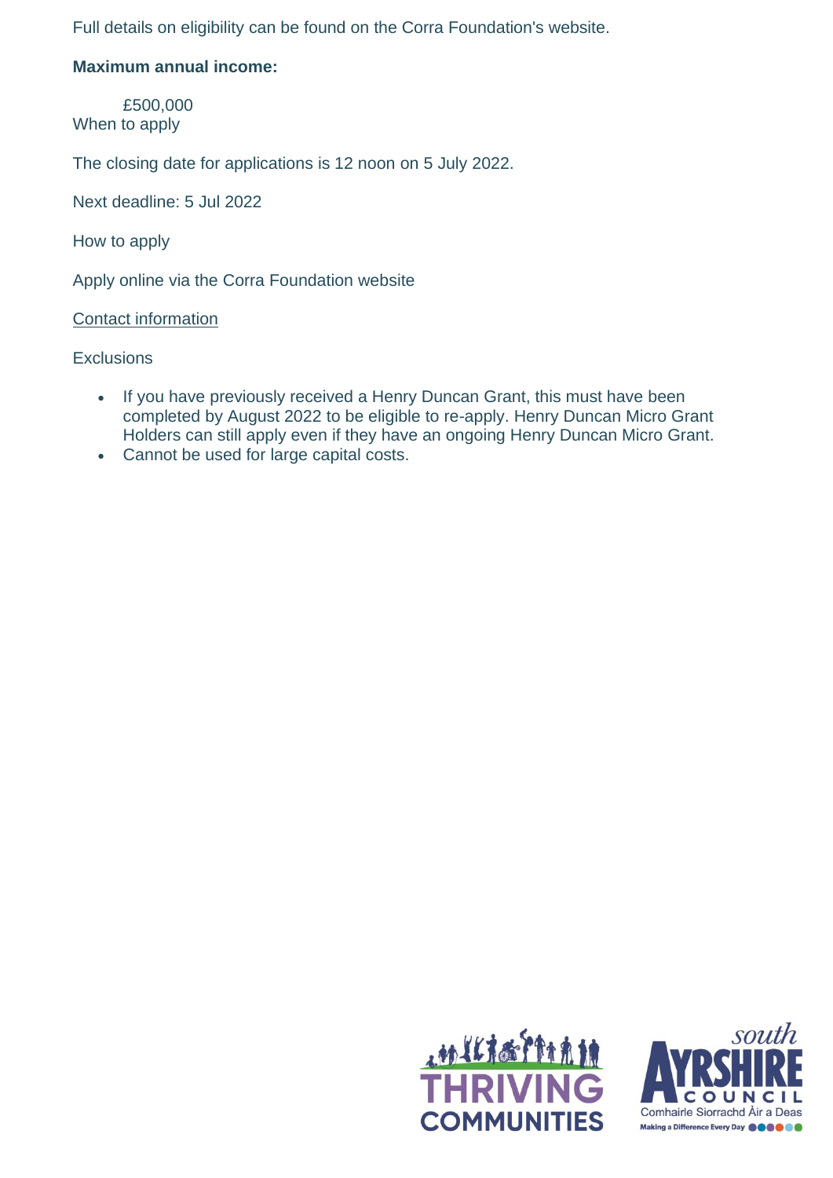Full details on eligibility can be found on the Corra Foundation's website.

**Maximum annual income:**

£500,000

When to apply

The closing date for applications is 12 noon on 5 July 2022.

Next deadline: 5 Jul 2022

How to apply

Apply online via the Corra Foundation website

Contact information

Exclusions

- If you have previously received a Henry Duncan Grant, this must have been completed by August 2022 to be eligible to re-apply. Henry Duncan Micro Grant Holders can still apply even if they have an ongoing Henry Duncan Micro Grant.
- Cannot be used for large capital costs.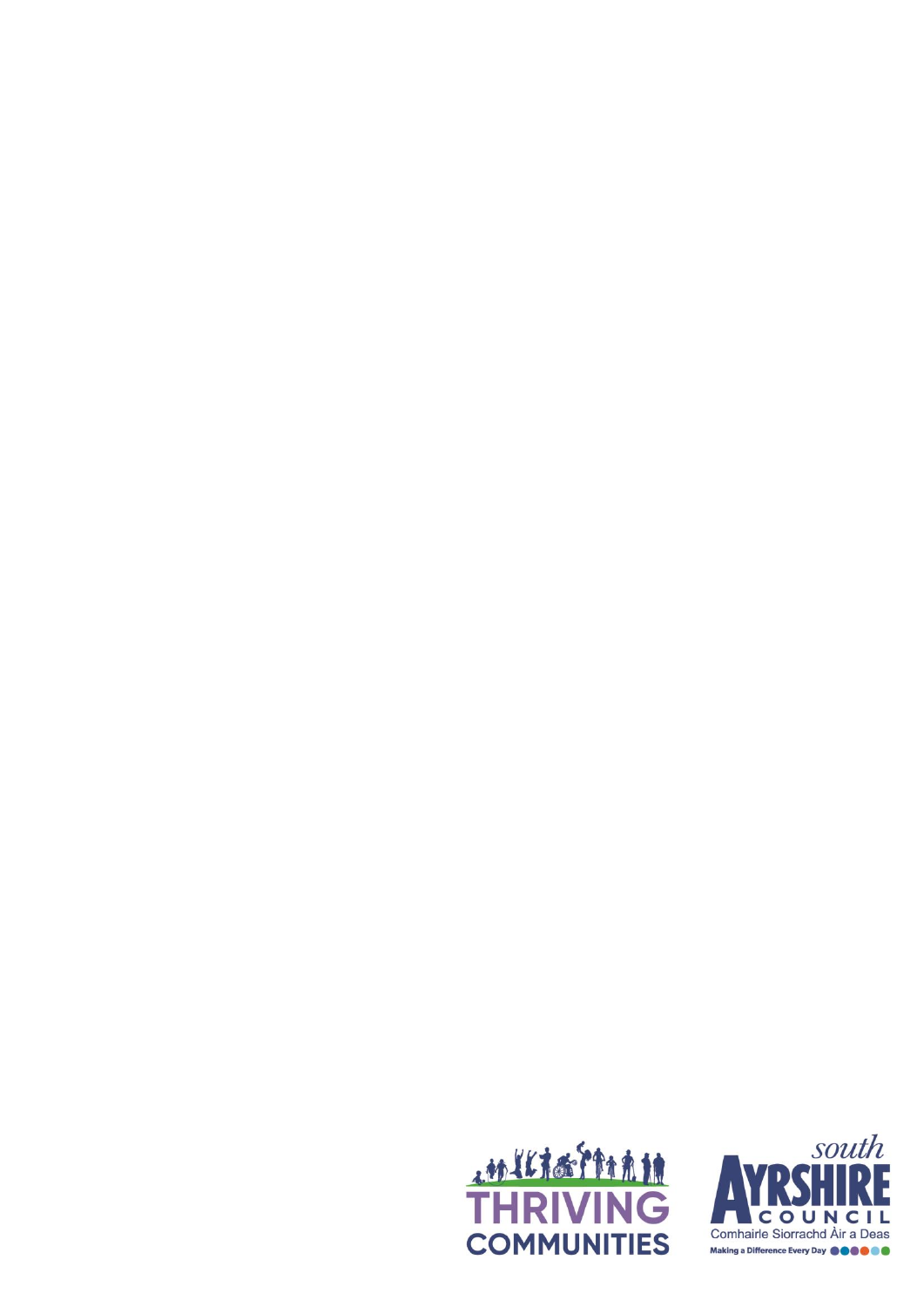THRIVING COMMUNITIES

south AYRSHIRE COUNCIL

Comhairle Siorrachd Àir a Deas

Making a Difference Every Day